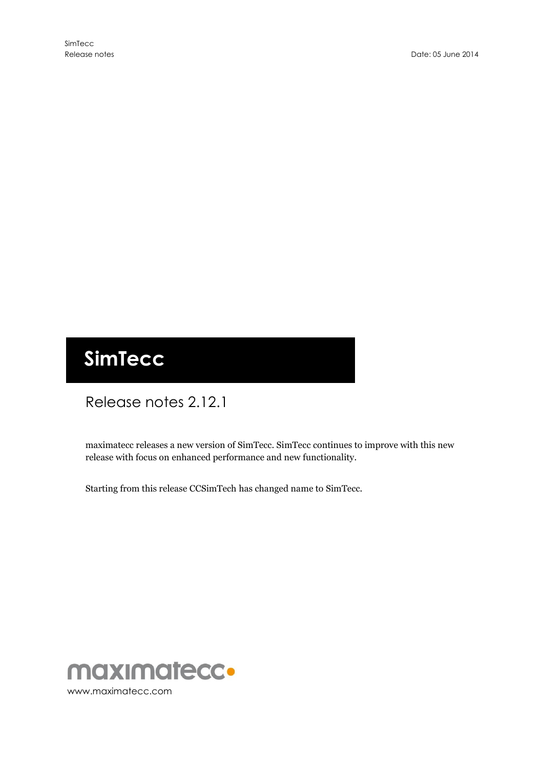# SimTecc

## Release notes 2.12.1

maximatecc releases a new version of SimTecc. SimTecc continues to improve with this new release with focus on enhanced performance and new functionality.

Starting from this release CCSimTech has changed name to SimTecc.

maximatecc

www.maximatecc.com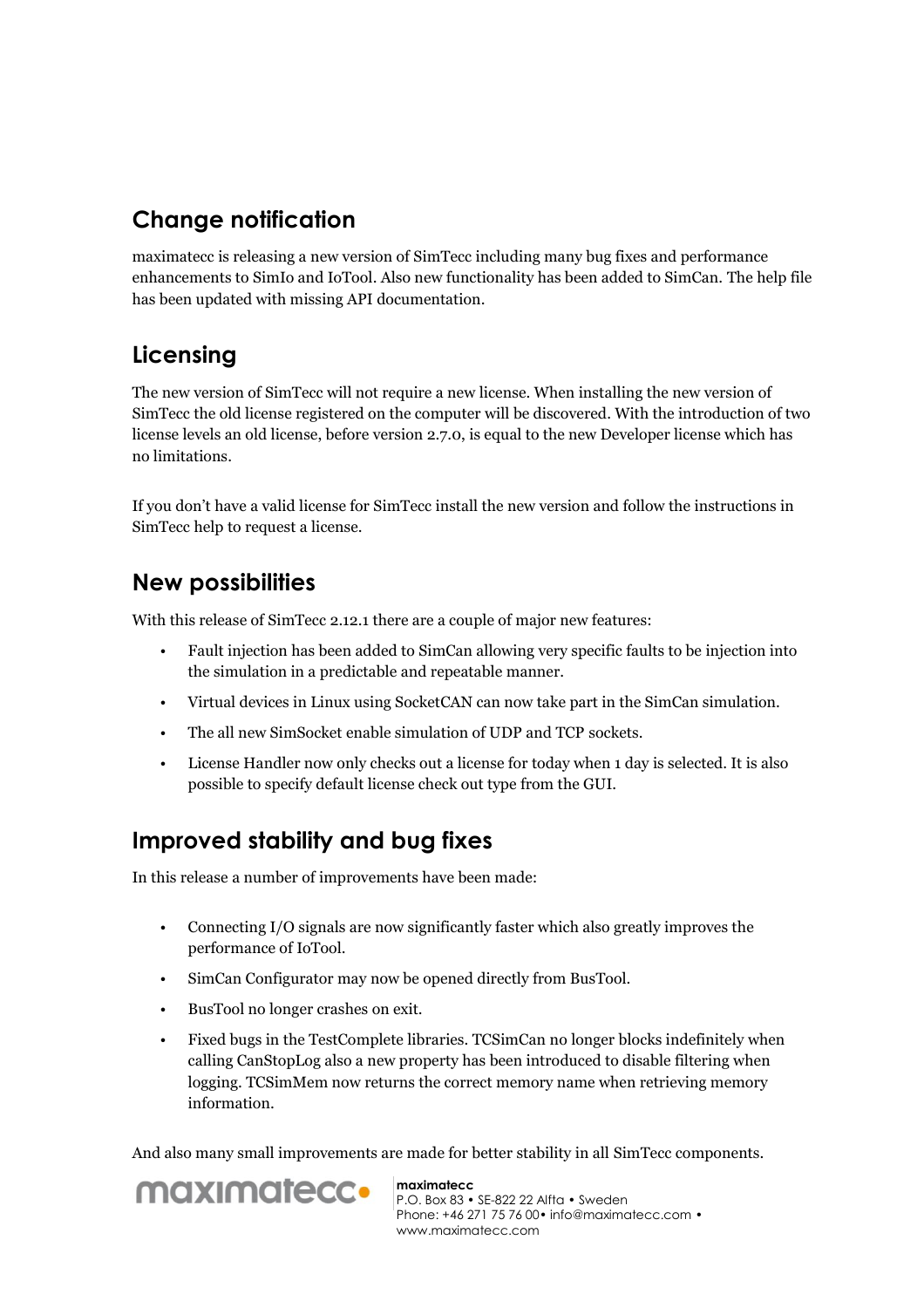## Change notification

maximatecc is releasing a new version of SimTecc including many bug fixes and performance enhancements to SimIo and IoTool. Also new functionality has been added to SimCan. The help file has been updated with missing API documentation.

## Licensing

The new version of SimTecc will not require a new license. When installing the new version of SimTecc the old license registered on the computer will be discovered. With the introduction of two license levels an old license, before version 2.7.0, is equal to the new Developer license which has no limitations.

If you don't have a valid license for SimTecc install the new version and follow the instructions in SimTecc help to request a license.

## New possibilities

With this release of SimTecc 2.12.1 there are a couple of major new features:

- Fault injection has been added to SimCan allowing very specific faults to be injection into the simulation in a predictable and repeatable manner.
- Virtual devices in Linux using SocketCAN can now take part in the SimCan simulation.
- The all new SimSocket enable simulation of UDP and TCP sockets.
- License Handler now only checks out a license for today when 1 day is selected. It is also possible to specify default license check out type from the GUI.

## Improved stability and bug fixes

In this release a number of improvements have been made:

- Connecting I/O signals are now significantly faster which also greatly improves the performance of IoTool.
- SimCan Configurator may now be opened directly from BusTool.
- BusTool no longer crashes on exit.
- Fixed bugs in the TestComplete libraries. TCSimCan no longer blocks indefinitely when calling CanStopLog also a new property has been introduced to disable filtering when logging. TCSimMem now returns the correct memory name when retrieving memory information.

And also many small improvements are made for better stability in all SimTecc components.

maximatecc
P.O. Box 83 • SE-822 22 Alfta • Sweden
Phone: +46 271 75 76 00• info@maximatecc.com • www.maximatecc.com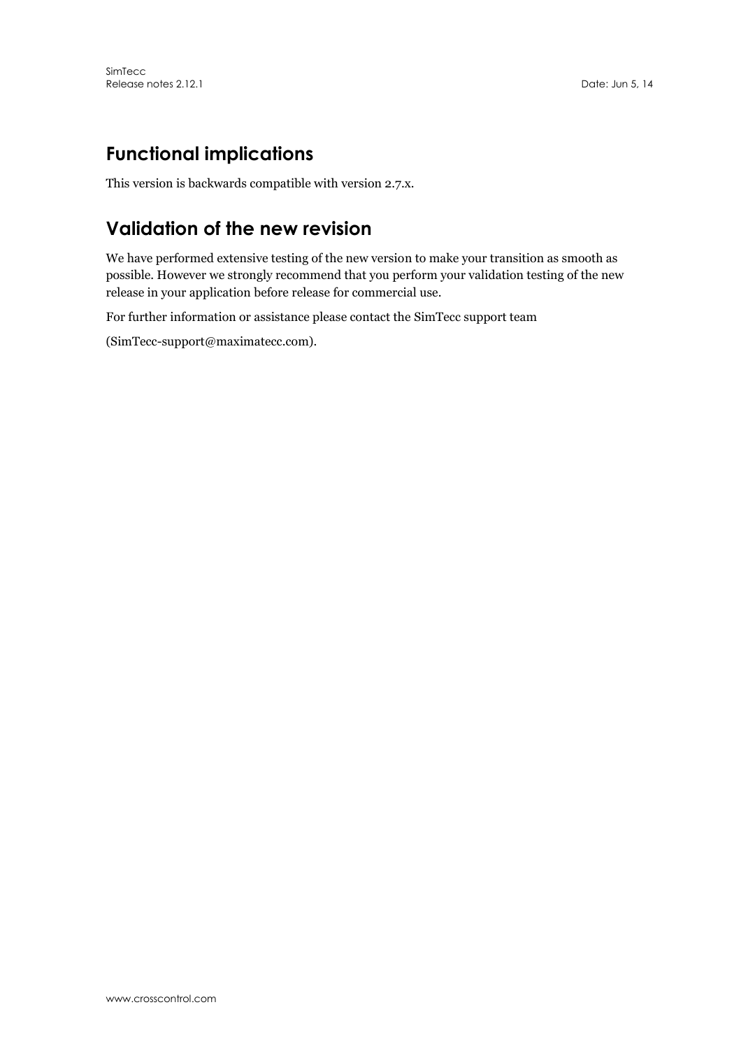## Functional implications

This version is backwards compatible with version 2.7.x.

## Validation of the new revision

We have performed extensive testing of the new version to make your transition as smooth as possible. However we strongly recommend that you perform your validation testing of the new release in your application before release for commercial use.

For further information or assistance please contact the SimTecc support team

(SimTecc-support@maximatecc.com).